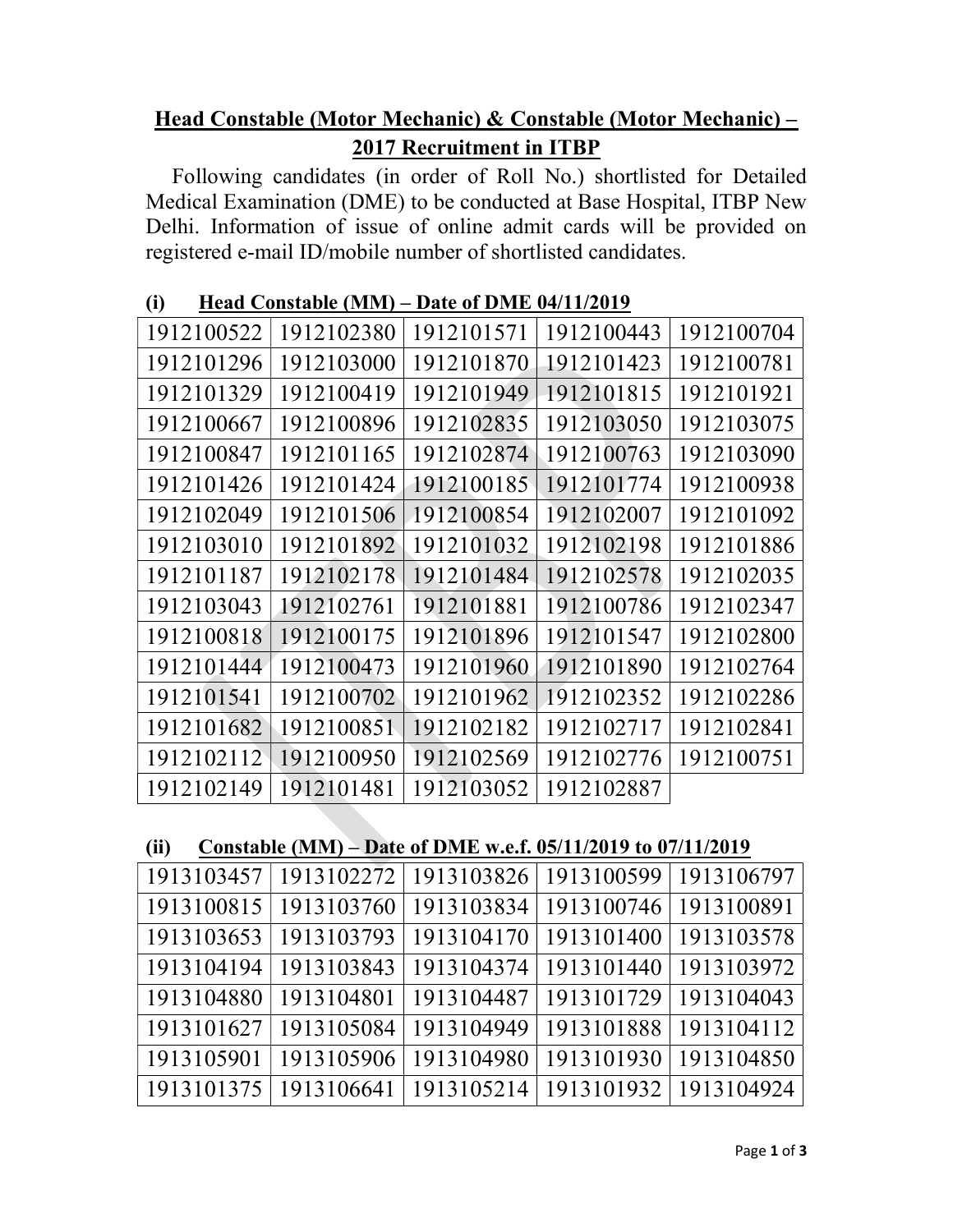# Head Constable (Motor Mechanic) & Constable (Motor Mechanic) – 2017 Recruitment in ITBP

Following candidates (in order of Roll No.) shortlisted for Detailed Medical Examination (DME) to be conducted at Base Hospital, ITBP New Delhi. Information of issue of online admit cards will be provided on registered e-mail ID/mobile number of shortlisted candidates.

**(i) Head Constable (MM) – Date of DME 04/11/2019**

| | | | | |
|---|---|---|---|---|
| 1912100522 | 1912102380 | 1912101571 | 1912100443 | 1912100704 |
| 1912101296 | 1912103000 | 1912101870 | 1912101423 | 1912100781 |
| 1912101329 | 1912100419 | 1912101949 | 1912101815 | 1912101921 |
| 1912100667 | 1912100896 | 1912102835 | 1912103050 | 1912103075 |
| 1912100847 | 1912101165 | 1912102874 | 1912100763 | 1912103090 |
| 1912101426 | 1912101424 | 1912100185 | 1912101774 | 1912100938 |
| 1912102049 | 1912101506 | 1912100854 | 1912102007 | 1912101092 |
| 1912103010 | 1912101892 | 1912101032 | 1912102198 | 1912101886 |
| 1912101187 | 1912102178 | 1912101484 | 1912102578 | 1912102035 |
| 1912103043 | 1912102761 | 1912101881 | 1912100786 | 1912102347 |
| 1912100818 | 1912100175 | 1912101896 | 1912101547 | 1912102800 |
| 1912101444 | 1912100473 | 1912101960 | 1912101890 | 1912102764 |
| 1912101541 | 1912100702 | 1912101962 | 1912102352 | 1912102286 |
| 1912101682 | 1912100851 | 1912102182 | 1912102717 | 1912102841 |
| 1912102112 | 1912100950 | 1912102569 | 1912102776 | 1912100751 |
| 1912102149 | 1912101481 | 1912103052 | 1912102887 | |

**(ii) Constable (MM) – Date of DME w.e.f. 05/11/2019 to 07/11/2019**

| | | | | |
|---|---|---|---|---|
| 1913103457 | 1913102272 | 1913103826 | 1913100599 | 1913106797 |
| 1913100815 | 1913103760 | 1913103834 | 1913100746 | 1913100891 |
| 1913103653 | 1913103793 | 1913104170 | 1913101400 | 1913103578 |
| 1913104194 | 1913103843 | 1913104374 | 1913101440 | 1913103972 |
| 1913104880 | 1913104801 | 1913104487 | 1913101729 | 1913104043 |
| 1913101627 | 1913105084 | 1913104949 | 1913101888 | 1913104112 |
| 1913105901 | 1913105906 | 1913104980 | 1913101930 | 1913104850 |
| 1913101375 | 1913106641 | 1913105214 | 1913101932 | 1913104924 |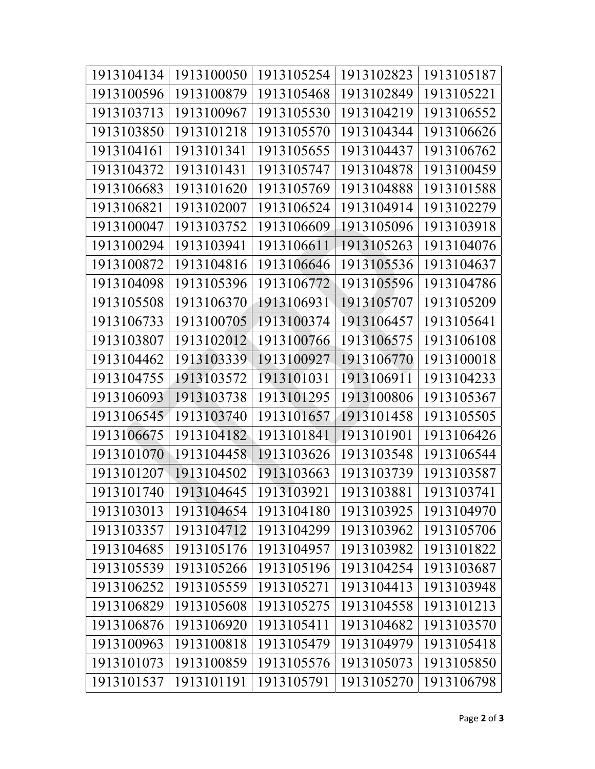| 1913104134 | 1913100050 | 1913105254 | 1913102823 | 1913105187 |
|---|---|---|---|---|
| 1913100596 | 1913100879 | 1913105468 | 1913102849 | 1913105221 |
| 1913103713 | 1913100967 | 1913105530 | 1913104219 | 1913106552 |
| 1913103850 | 1913101218 | 1913105570 | 1913104344 | 1913106626 |
| 1913104161 | 1913101341 | 1913105655 | 1913104437 | 1913106762 |
| 1913104372 | 1913101431 | 1913105747 | 1913104878 | 1913100459 |
| 1913106683 | 1913101620 | 1913105769 | 1913104888 | 1913101588 |
| 1913106821 | 1913102007 | 1913106524 | 1913104914 | 1913102279 |
| 1913100047 | 1913103752 | 1913106609 | 1913105096 | 1913103918 |
| 1913100294 | 1913103941 | 1913106611 | 1913105263 | 1913104076 |
| 1913100872 | 1913104816 | 1913106646 | 1913105536 | 1913104637 |
| 1913104098 | 1913105396 | 1913106772 | 1913105596 | 1913104786 |
| 1913105508 | 1913106370 | 1913106931 | 1913105707 | 1913105209 |
| 1913106733 | 1913100705 | 1913100374 | 1913106457 | 1913105641 |
| 1913103807 | 1913102012 | 1913100766 | 1913106575 | 1913106108 |
| 1913104462 | 1913103339 | 1913100927 | 1913106770 | 1913100018 |
| 1913104755 | 1913103572 | 1913101031 | 1913106911 | 1913104233 |
| 1913106093 | 1913103738 | 1913101295 | 1913100806 | 1913105367 |
| 1913106545 | 1913103740 | 1913101657 | 1913101458 | 1913105505 |
| 1913106675 | 1913104182 | 1913101841 | 1913101901 | 1913106426 |
| 1913101070 | 1913104458 | 1913103626 | 1913103548 | 1913106544 |
| 1913101207 | 1913104502 | 1913103663 | 1913103739 | 1913103587 |
| 1913101740 | 1913104645 | 1913103921 | 1913103881 | 1913103741 |
| 1913103013 | 1913104654 | 1913104180 | 1913103925 | 1913104970 |
| 1913103357 | 1913104712 | 1913104299 | 1913103962 | 1913105706 |
| 1913104685 | 1913105176 | 1913104957 | 1913103982 | 1913101822 |
| 1913105539 | 1913105266 | 1913105196 | 1913104254 | 1913103687 |
| 1913106252 | 1913105559 | 1913105271 | 1913104413 | 1913103948 |
| 1913106829 | 1913105608 | 1913105275 | 1913104558 | 1913101213 |
| 1913106876 | 1913106920 | 1913105411 | 1913104682 | 1913103570 |
| 1913100963 | 1913100818 | 1913105479 | 1913104979 | 1913105418 |
| 1913101073 | 1913100859 | 1913105576 | 1913105073 | 1913105850 |
| 1913101537 | 1913101191 | 1913105791 | 1913105270 | 1913106798 |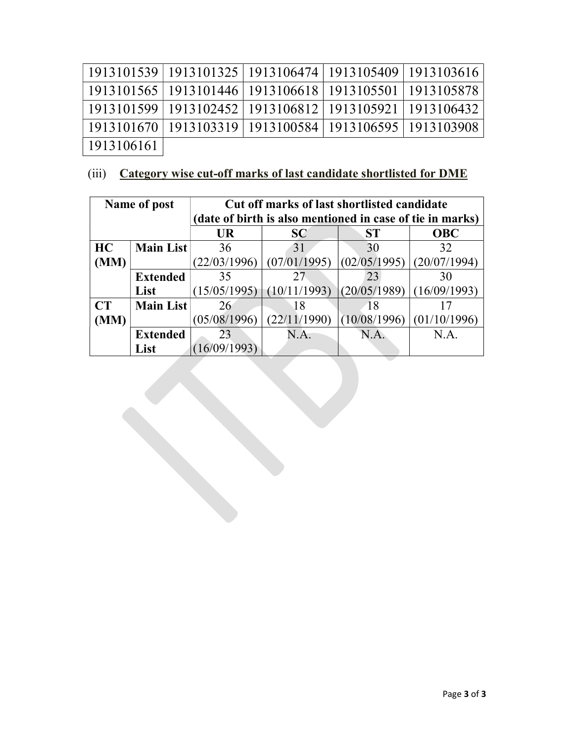| | | | | |
|---|---|---|---|---|
| 1913101539 | 1913101325 | 1913106474 | 1913105409 | 1913103616 |
| 1913101565 | 1913101446 | 1913106618 | 1913105501 | 1913105878 |
| 1913101599 | 1913102452 | 1913106812 | 1913105921 | 1913106432 |
| 1913101670 | 1913103319 | 1913100584 | 1913106595 | 1913103908 |
| 1913106161 | | | | |

(iii) **Category wise cut-off marks of last candidate shortlisted for DME**

| Name of post | | Cut off marks of last shortlisted candidate (date of birth is also mentioned in case of tie in marks) | | | |
|---|---|---|---|---|---|
| | | **UR** | **SC** | **ST** | **OBC** |
| **HC (MM)** | **Main List** | 36 (22/03/1996) | 31 (07/01/1995) | 30 (02/05/1995) | 32 (20/07/1994) |
| | **Extended List** | 35 (15/05/1995) | 27 (10/11/1993) | 23 (20/05/1989) | 30 (16/09/1993) |
| **CT (MM)** | **Main List** | 26 (05/08/1996) | 18 (22/11/1990) | 18 (10/08/1996) | 17 (01/10/1996) |
| | **Extended List** | 23 (16/09/1993) | N.A. | N.A. | N.A. |